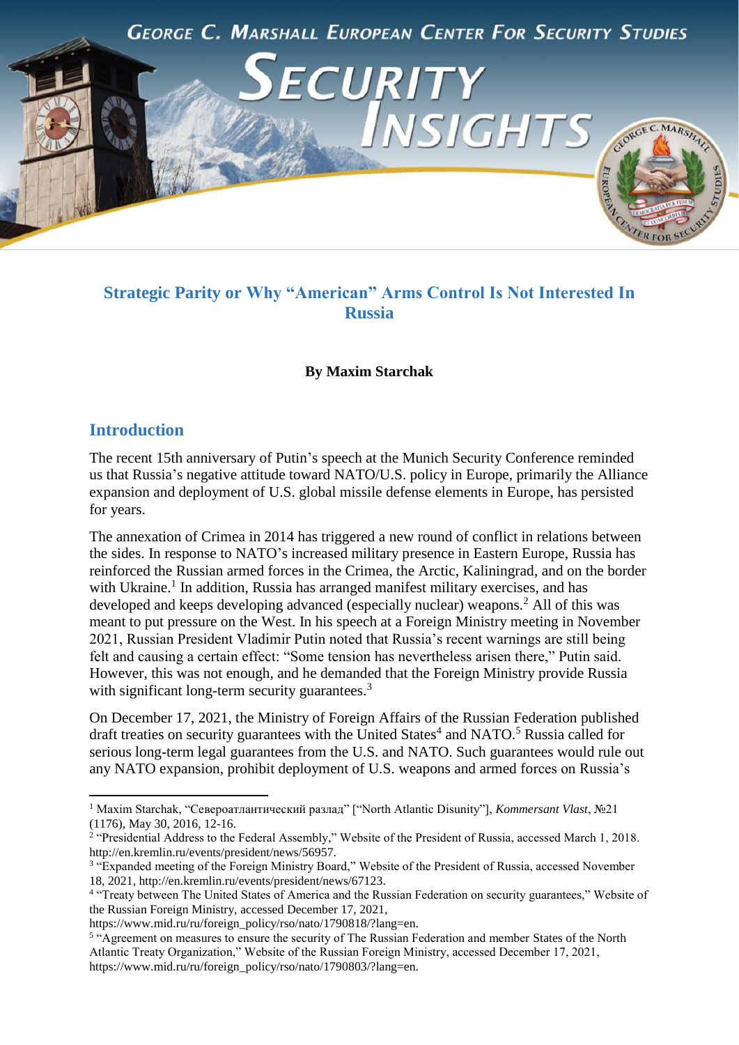George C. Marshall European Center For Security Studies

# Security Insights

## Strategic Parity or Why "American" Arms Control Is Not Interested In Russia

**By Maxim Starchak**

## Introduction

The recent 15th anniversary of Putin's speech at the Munich Security Conference reminded us that Russia's negative attitude toward NATO/U.S. policy in Europe, primarily the Alliance expansion and deployment of U.S. global missile defense elements in Europe, has persisted for years.

The annexation of Crimea in 2014 has triggered a new round of conflict in relations between the sides. In response to NATO's increased military presence in Eastern Europe, Russia has reinforced the Russian armed forces in the Crimea, the Arctic, Kaliningrad, and on the border with Ukraine.[1] In addition, Russia has arranged manifest military exercises, and has developed and keeps developing advanced (especially nuclear) weapons.[2] All of this was meant to put pressure on the West. In his speech at a Foreign Ministry meeting in November 2021, Russian President Vladimir Putin noted that Russia's recent warnings are still being felt and causing a certain effect: "Some tension has nevertheless arisen there," Putin said. However, this was not enough, and he demanded that the Foreign Ministry provide Russia with significant long-term security guarantees.[3]

On December 17, 2021, the Ministry of Foreign Affairs of the Russian Federation published draft treaties on security guarantees with the United States[4] and NATO.[5] Russia called for serious long-term legal guarantees from the U.S. and NATO. Such guarantees would rule out any NATO expansion, prohibit deployment of U.S. weapons and armed forces on Russia's

---

[1] Maxim Starchak, "Североатлантический разлад" ["North Atlantic Disunity"], *Kommersant Vlast*, №21 (1176), May 30, 2016, 12-16.

[2] "Presidential Address to the Federal Assembly," Website of the President of Russia, accessed March 1, 2018. http://en.kremlin.ru/events/president/news/56957.

[3] "Expanded meeting of the Foreign Ministry Board," Website of the President of Russia, accessed November 18, 2021, http://en.kremlin.ru/events/president/news/67123.

[4] "Treaty between The United States of America and the Russian Federation on security guarantees," Website of the Russian Foreign Ministry, accessed December 17, 2021, https://www.mid.ru/ru/foreign_policy/rso/nato/1790818/?lang=en.

[5] "Agreement on measures to ensure the security of The Russian Federation and member States of the North Atlantic Treaty Organization," Website of the Russian Foreign Ministry, accessed December 17, 2021, https://www.mid.ru/ru/foreign_policy/rso/nato/1790803/?lang=en.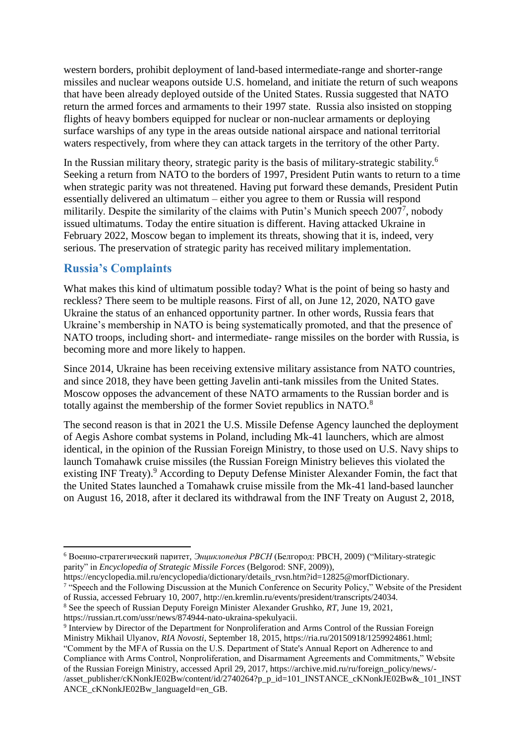western borders, prohibit deployment of land-based intermediate-range and shorter-range missiles and nuclear weapons outside U.S. homeland, and initiate the return of such weapons that have been already deployed outside of the United States. Russia suggested that NATO return the armed forces and armaments to their 1997 state. Russia also insisted on stopping flights of heavy bombers equipped for nuclear or non-nuclear armaments or deploying surface warships of any type in the areas outside national airspace and national territorial waters respectively, from where they can attack targets in the territory of the other Party.

In the Russian military theory, strategic parity is the basis of military-strategic stability.[6] Seeking a return from NATO to the borders of 1997, President Putin wants to return to a time when strategic parity was not threatened. Having put forward these demands, President Putin essentially delivered an ultimatum – either you agree to them or Russia will respond militarily. Despite the similarity of the claims with Putin's Munich speech 2007[7], nobody issued ultimatums. Today the entire situation is different. Having attacked Ukraine in February 2022, Moscow began to implement its threats, showing that it is, indeed, very serious. The preservation of strategic parity has received military implementation.

## Russia's Complaints

What makes this kind of ultimatum possible today? What is the point of being so hasty and reckless? There seem to be multiple reasons. First of all, on June 12, 2020, NATO gave Ukraine the status of an enhanced opportunity partner. In other words, Russia fears that Ukraine's membership in NATO is being systematically promoted, and that the presence of NATO troops, including short- and intermediate- range missiles on the border with Russia, is becoming more and more likely to happen.

Since 2014, Ukraine has been receiving extensive military assistance from NATO countries, and since 2018, they have been getting Javelin anti-tank missiles from the United States. Moscow opposes the advancement of these NATO armaments to the Russian border and is totally against the membership of the former Soviet republics in NATO.[8]

The second reason is that in 2021 the U.S. Missile Defense Agency launched the deployment of Aegis Ashore combat systems in Poland, including Mk-41 launchers, which are almost identical, in the opinion of the Russian Foreign Ministry, to those used on U.S. Navy ships to launch Tomahawk cruise missiles (the Russian Foreign Ministry believes this violated the existing INF Treaty).[9] According to Deputy Defense Minister Alexander Fomin, the fact that the United States launched a Tomahawk cruise missile from the Mk-41 land-based launcher on August 16, 2018, after it declared its withdrawal from the INF Treaty on August 2, 2018,

---

[6] Военно-стратегический паритет, *Энциклопедия РВСН* (Белгород: РВСН, 2009) ("Military-strategic parity" in *Encyclopedia of Strategic Missile Forces* (Belgorod: SNF, 2009)), https://encyclopedia.mil.ru/encyclopedia/dictionary/details_rvsn.htm?id=12825@morfDictionary.

[7] "Speech and the Following Discussion at the Munich Conference on Security Policy," Website of the President of Russia, accessed February 10, 2007, http://en.kremlin.ru/events/president/transcripts/24034.

[8] See the speech of Russian Deputy Foreign Minister Alexander Grushko, *RT*, June 19, 2021, https://russian.rt.com/ussr/news/874944-nato-ukraina-spekulyacii.

[9] Interview by Director of the Department for Nonproliferation and Arms Control of the Russian Foreign Ministry Mikhail Ulyanov, *RIA Novosti*, September 18, 2015, https://ria.ru/20150918/1259924861.html; "Comment by the MFA of Russia on the U.S. Department of State's Annual Report on Adherence to and Compliance with Arms Control, Nonproliferation, and Disarmament Agreements and Commitments," Website of the Russian Foreign Ministry, accessed April 29, 2017, https://archive.mid.ru/ru/foreign_policy/news/-/asset_publisher/cKNonkJE02Bw/content/id/2740264?p_p_id=101_INSTANCE_cKNonkJE02Bw&_101_INSTANCE_cKNonkJE02Bw_languageId=en_GB.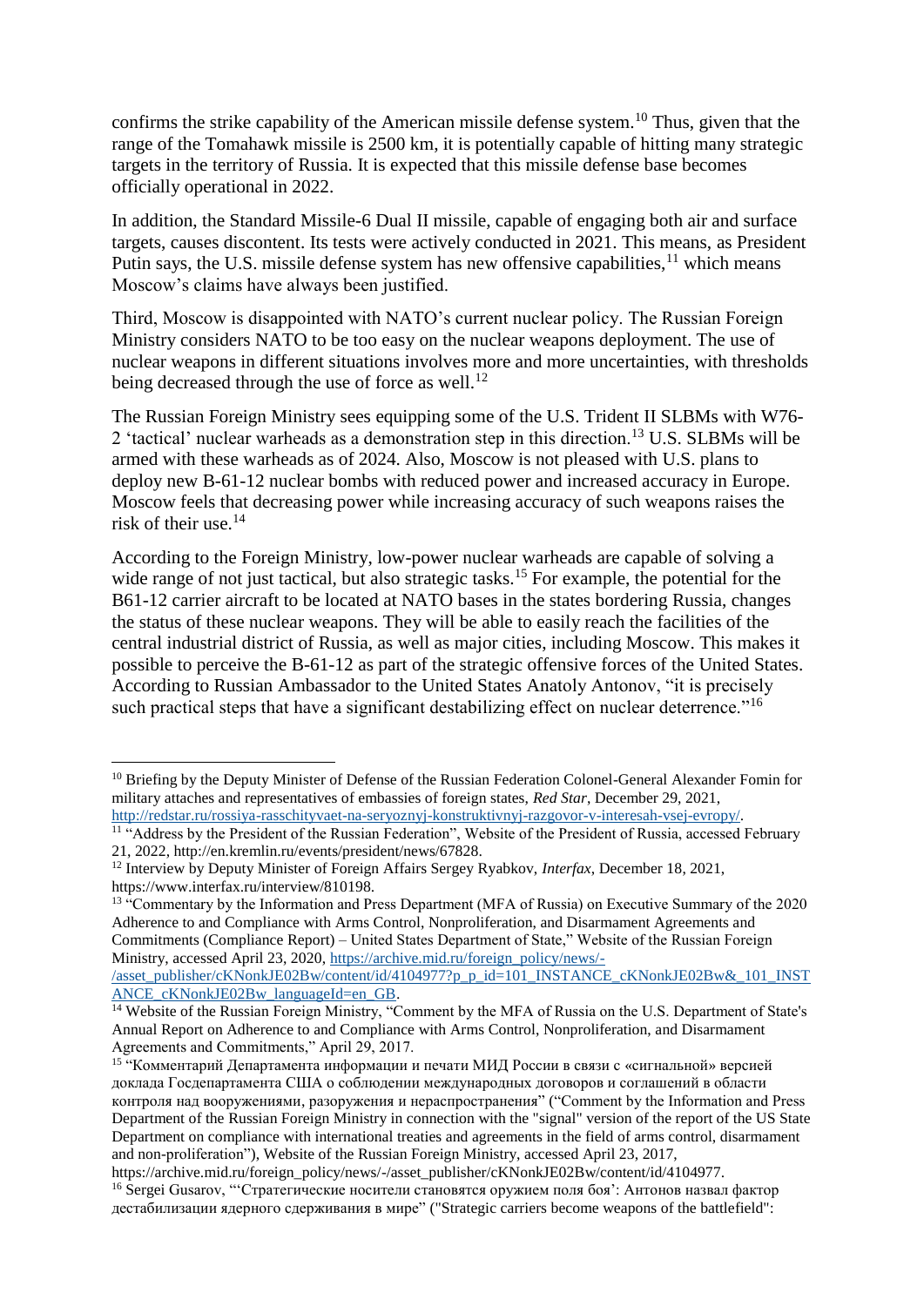confirms the strike capability of the American missile defense system.[10] Thus, given that the range of the Tomahawk missile is 2500 km, it is potentially capable of hitting many strategic targets in the territory of Russia. It is expected that this missile defense base becomes officially operational in 2022.

In addition, the Standard Missile-6 Dual II missile, capable of engaging both air and surface targets, causes discontent. Its tests were actively conducted in 2021. This means, as President Putin says, the U.S. missile defense system has new offensive capabilities,[11] which means Moscow's claims have always been justified.

Third, Moscow is disappointed with NATO's current nuclear policy. The Russian Foreign Ministry considers NATO to be too easy on the nuclear weapons deployment. The use of nuclear weapons in different situations involves more and more uncertainties, with thresholds being decreased through the use of force as well.[12]

The Russian Foreign Ministry sees equipping some of the U.S. Trident II SLBMs with W76-2 'tactical' nuclear warheads as a demonstration step in this direction.[13] U.S. SLBMs will be armed with these warheads as of 2024. Also, Moscow is not pleased with U.S. plans to deploy new B-61-12 nuclear bombs with reduced power and increased accuracy in Europe. Moscow feels that decreasing power while increasing accuracy of such weapons raises the risk of their use.[14]

According to the Foreign Ministry, low-power nuclear warheads are capable of solving a wide range of not just tactical, but also strategic tasks.[15] For example, the potential for the B61-12 carrier aircraft to be located at NATO bases in the states bordering Russia, changes the status of these nuclear weapons. They will be able to easily reach the facilities of the central industrial district of Russia, as well as major cities, including Moscow. This makes it possible to perceive the B-61-12 as part of the strategic offensive forces of the United States. According to Russian Ambassador to the United States Anatoly Antonov, "it is precisely such practical steps that have a significant destabilizing effect on nuclear deterrence."[16]

---

[10] Briefing by the Deputy Minister of Defense of the Russian Federation Colonel-General Alexander Fomin for military attaches and representatives of embassies of foreign states, *Red Star*, December 29, 2021, http://redstar.ru/rossiya-rasschityvaet-na-seryoznyj-konstruktivnyj-razgovor-v-interesah-vsej-evropy/.

[11] "Address by the President of the Russian Federation", Website of the President of Russia, accessed February 21, 2022, http://en.kremlin.ru/events/president/news/67828.

[12] Interview by Deputy Minister of Foreign Affairs Sergey Ryabkov, *Interfax*, December 18, 2021, https://www.interfax.ru/interview/810198.

[13] "Commentary by the Information and Press Department (MFA of Russia) on Executive Summary of the 2020 Adherence to and Compliance with Arms Control, Nonproliferation, and Disarmament Agreements and Commitments (Compliance Report) – United States Department of State," Website of the Russian Foreign Ministry, accessed April 23, 2020, https://archive.mid.ru/foreign_policy/news/-/asset_publisher/cKNonkJE02Bw/content/id/4104977?p_p_id=101_INSTANCE_cKNonkJE02Bw&_101_INSTANCE_cKNonkJE02Bw_languageId=en_GB.

[14] Website of the Russian Foreign Ministry, "Comment by the MFA of Russia on the U.S. Department of State's Annual Report on Adherence to and Compliance with Arms Control, Nonproliferation, and Disarmament Agreements and Commitments," April 29, 2017.

[15] "Комментарий Департамента информации и печати МИД России в связи с «сигнальной» версией доклада Госдепартамента США о соблюдении международных договоров и соглашений в области контроля над вооружениями, разоружения и нераспространения" ("Comment by the Information and Press Department of the Russian Foreign Ministry in connection with the "signal" version of the report of the US State Department on compliance with international treaties and agreements in the field of arms control, disarmament and non-proliferation"), Website of the Russian Foreign Ministry, accessed April 23, 2017, https://archive.mid.ru/foreign_policy/news/-/asset_publisher/cKNonkJE02Bw/content/id/4104977.

[16] Sergei Gusarov, "'Стратегические носители становятся оружием поля боя': Антонов назвал фактор дестабилизации ядерного сдерживания в мире" ("Strategic carriers become weapons of the battlefield":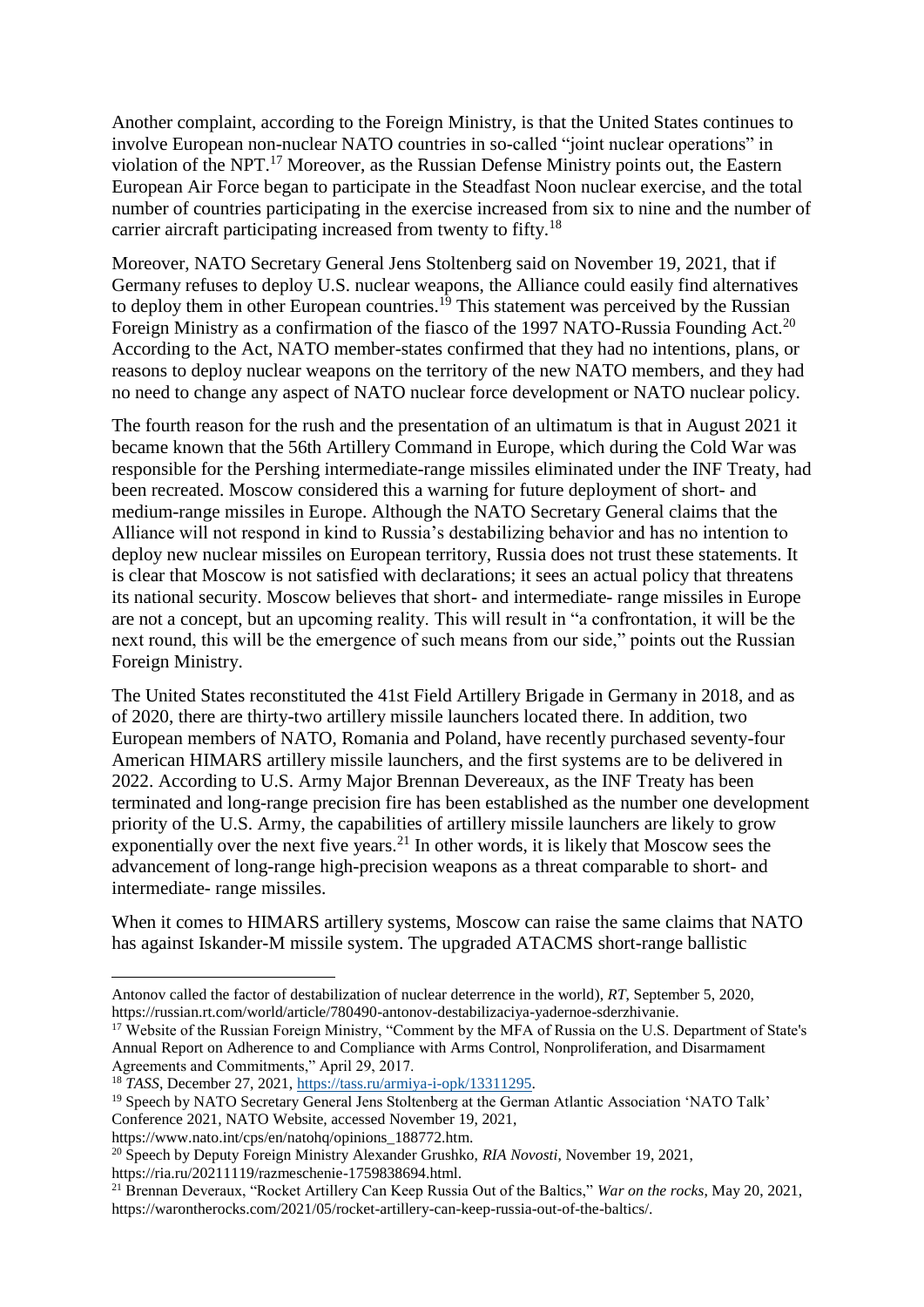Another complaint, according to the Foreign Ministry, is that the United States continues to involve European non-nuclear NATO countries in so-called "joint nuclear operations" in violation of the NPT.[17] Moreover, as the Russian Defense Ministry points out, the Eastern European Air Force began to participate in the Steadfast Noon nuclear exercise, and the total number of countries participating in the exercise increased from six to nine and the number of carrier aircraft participating increased from twenty to fifty.[18]

Moreover, NATO Secretary General Jens Stoltenberg said on November 19, 2021, that if Germany refuses to deploy U.S. nuclear weapons, the Alliance could easily find alternatives to deploy them in other European countries.[19] This statement was perceived by the Russian Foreign Ministry as a confirmation of the fiasco of the 1997 NATO-Russia Founding Act.[20] According to the Act, NATO member-states confirmed that they had no intentions, plans, or reasons to deploy nuclear weapons on the territory of the new NATO members, and they had no need to change any aspect of NATO nuclear force development or NATO nuclear policy.

The fourth reason for the rush and the presentation of an ultimatum is that in August 2021 it became known that the 56th Artillery Command in Europe, which during the Cold War was responsible for the Pershing intermediate-range missiles eliminated under the INF Treaty, had been recreated. Moscow considered this a warning for future deployment of short- and medium-range missiles in Europe. Although the NATO Secretary General claims that the Alliance will not respond in kind to Russia's destabilizing behavior and has no intention to deploy new nuclear missiles on European territory, Russia does not trust these statements. It is clear that Moscow is not satisfied with declarations; it sees an actual policy that threatens its national security. Moscow believes that short- and intermediate- range missiles in Europe are not a concept, but an upcoming reality. This will result in "a confrontation, it will be the next round, this will be the emergence of such means from our side," points out the Russian Foreign Ministry.

The United States reconstituted the 41st Field Artillery Brigade in Germany in 2018, and as of 2020, there are thirty-two artillery missile launchers located there. In addition, two European members of NATO, Romania and Poland, have recently purchased seventy-four American HIMARS artillery missile launchers, and the first systems are to be delivered in 2022. According to U.S. Army Major Brennan Devereaux, as the INF Treaty has been terminated and long-range precision fire has been established as the number one development priority of the U.S. Army, the capabilities of artillery missile launchers are likely to grow exponentially over the next five years.[21] In other words, it is likely that Moscow sees the advancement of long-range high-precision weapons as a threat comparable to short- and intermediate- range missiles.

When it comes to HIMARS artillery systems, Moscow can raise the same claims that NATO has against Iskander-M missile system. The upgraded ATACMS short-range ballistic

---

Antonov called the factor of destabilization of nuclear deterrence in the world), *RT*, September 5, 2020, https://russian.rt.com/world/article/780490-antonov-destabilizaciya-yadernoe-sderzhivanie.

[17] Website of the Russian Foreign Ministry, "Comment by the MFA of Russia on the U.S. Department of State's Annual Report on Adherence to and Compliance with Arms Control, Nonproliferation, and Disarmament Agreements and Commitments," April 29, 2017.

[18] *TASS*, December 27, 2021, https://tass.ru/armiya-i-opk/13311295.

[19] Speech by NATO Secretary General Jens Stoltenberg at the German Atlantic Association 'NATO Talk' Conference 2021, NATO Website, accessed November 19, 2021, https://www.nato.int/cps/en/natohq/opinions_188772.htm.

[20] Speech by Deputy Foreign Ministry Alexander Grushko, *RIA Novosti*, November 19, 2021, https://ria.ru/20211119/razmeschenie-1759838694.html.

[21] Brennan Deveraux, "Rocket Artillery Can Keep Russia Out of the Baltics," *War on the rocks*, May 20, 2021, https://warontherocks.com/2021/05/rocket-artillery-can-keep-russia-out-of-the-baltics/.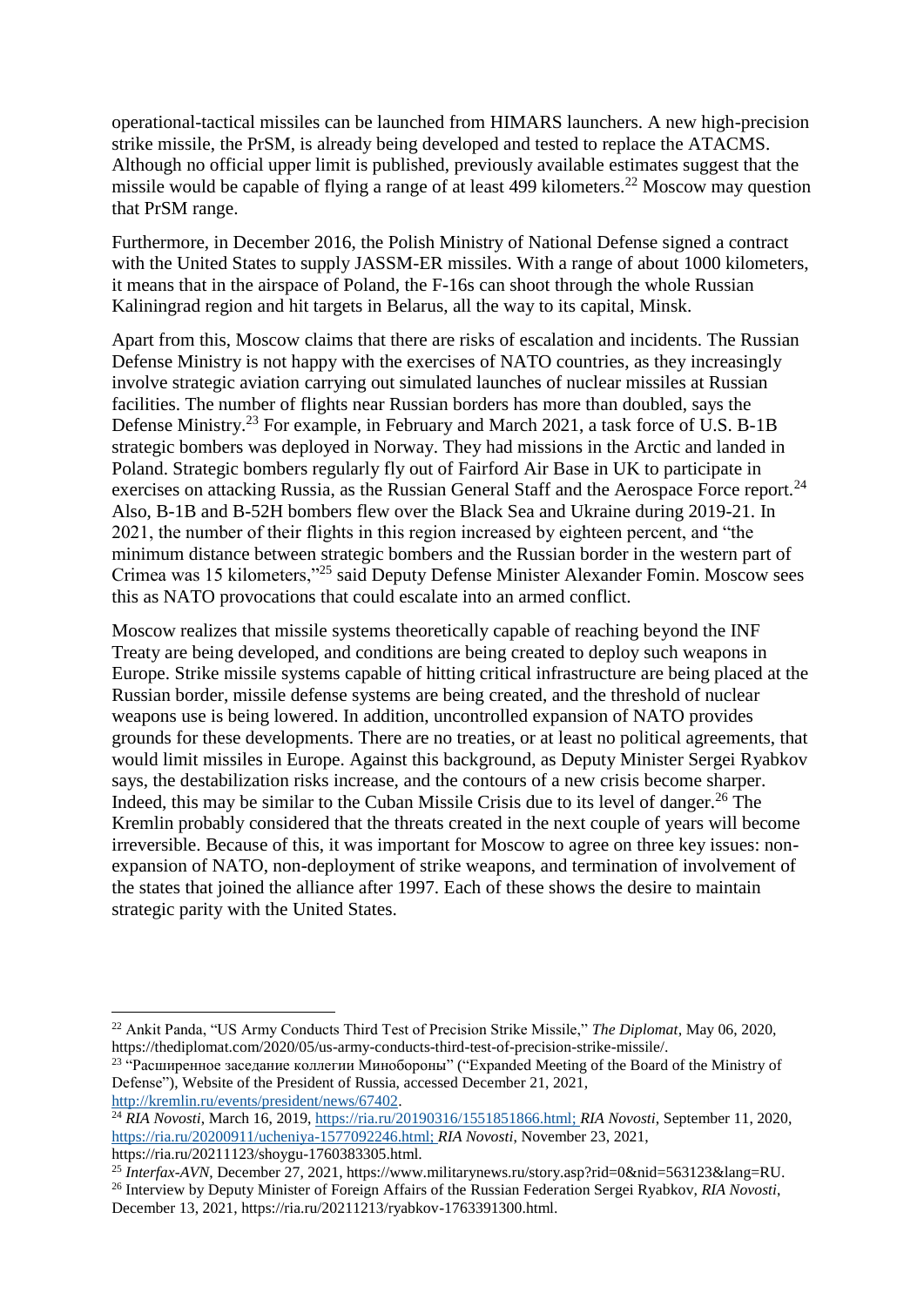operational-tactical missiles can be launched from HIMARS launchers. A new high-precision strike missile, the PrSM, is already being developed and tested to replace the ATACMS. Although no official upper limit is published, previously available estimates suggest that the missile would be capable of flying a range of at least 499 kilometers.[22] Moscow may question that PrSM range.

Furthermore, in December 2016, the Polish Ministry of National Defense signed a contract with the United States to supply JASSM-ER missiles. With a range of about 1000 kilometers, it means that in the airspace of Poland, the F-16s can shoot through the whole Russian Kaliningrad region and hit targets in Belarus, all the way to its capital, Minsk.

Apart from this, Moscow claims that there are risks of escalation and incidents. The Russian Defense Ministry is not happy with the exercises of NATO countries, as they increasingly involve strategic aviation carrying out simulated launches of nuclear missiles at Russian facilities. The number of flights near Russian borders has more than doubled, says the Defense Ministry.[23] For example, in February and March 2021, a task force of U.S. B-1B strategic bombers was deployed in Norway. They had missions in the Arctic and landed in Poland. Strategic bombers regularly fly out of Fairford Air Base in UK to participate in exercises on attacking Russia, as the Russian General Staff and the Aerospace Force report.[24] Also, B-1B and B-52H bombers flew over the Black Sea and Ukraine during 2019-21. In 2021, the number of their flights in this region increased by eighteen percent, and "the minimum distance between strategic bombers and the Russian border in the western part of Crimea was 15 kilometers,"[25] said Deputy Defense Minister Alexander Fomin. Moscow sees this as NATO provocations that could escalate into an armed conflict.

Moscow realizes that missile systems theoretically capable of reaching beyond the INF Treaty are being developed, and conditions are being created to deploy such weapons in Europe. Strike missile systems capable of hitting critical infrastructure are being placed at the Russian border, missile defense systems are being created, and the threshold of nuclear weapons use is being lowered. In addition, uncontrolled expansion of NATO provides grounds for these developments. There are no treaties, or at least no political agreements, that would limit missiles in Europe. Against this background, as Deputy Minister Sergei Ryabkov says, the destabilization risks increase, and the contours of a new crisis become sharper. Indeed, this may be similar to the Cuban Missile Crisis due to its level of danger.[26] The Kremlin probably considered that the threats created in the next couple of years will become irreversible. Because of this, it was important for Moscow to agree on three key issues: non-expansion of NATO, non-deployment of strike weapons, and termination of involvement of the states that joined the alliance after 1997. Each of these shows the desire to maintain strategic parity with the United States.

---

[22] Ankit Panda, "US Army Conducts Third Test of Precision Strike Missile," *The Diplomat*, May 06, 2020, https://thediplomat.com/2020/05/us-army-conducts-third-test-of-precision-strike-missile/.

[23] "Расширенное заседание коллегии Минобороны" ("Expanded Meeting of the Board of the Ministry of Defense"), Website of the President of Russia, accessed December 21, 2021, http://kremlin.ru/events/president/news/67402.

[24] *RIA Novosti*, March 16, 2019, https://ria.ru/20190316/1551851866.html; *RIA Novosti*, September 11, 2020, https://ria.ru/20200911/ucheniya-1577092246.html; *RIA Novosti*, November 23, 2021, https://ria.ru/20211123/shoygu-1760383305.html.

[25] *Interfax-AVN*, December 27, 2021, https://www.militarynews.ru/story.asp?rid=0&nid=563123&lang=RU.

[26] Interview by Deputy Minister of Foreign Affairs of the Russian Federation Sergei Ryabkov, *RIA Novosti*, December 13, 2021, https://ria.ru/20211213/ryabkov-1763391300.html.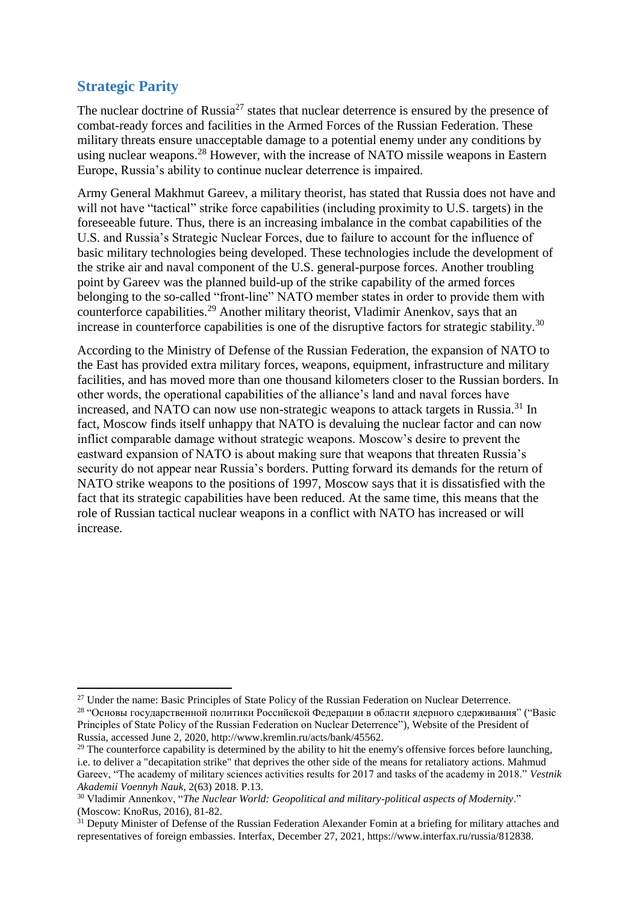## Strategic Parity

The nuclear doctrine of Russia[27] states that nuclear deterrence is ensured by the presence of combat-ready forces and facilities in the Armed Forces of the Russian Federation. These military threats ensure unacceptable damage to a potential enemy under any conditions by using nuclear weapons.[28] However, with the increase of NATO missile weapons in Eastern Europe, Russia's ability to continue nuclear deterrence is impaired.

Army General Makhmut Gareev, a military theorist, has stated that Russia does not have and will not have "tactical" strike force capabilities (including proximity to U.S. targets) in the foreseeable future. Thus, there is an increasing imbalance in the combat capabilities of the U.S. and Russia's Strategic Nuclear Forces, due to failure to account for the influence of basic military technologies being developed. These technologies include the development of the strike air and naval component of the U.S. general-purpose forces. Another troubling point by Gareev was the planned build-up of the strike capability of the armed forces belonging to the so-called "front-line" NATO member states in order to provide them with counterforce capabilities.[29] Another military theorist, Vladimir Anenkov, says that an increase in counterforce capabilities is one of the disruptive factors for strategic stability.[30]

According to the Ministry of Defense of the Russian Federation, the expansion of NATO to the East has provided extra military forces, weapons, equipment, infrastructure and military facilities, and has moved more than one thousand kilometers closer to the Russian borders. In other words, the operational capabilities of the alliance's land and naval forces have increased, and NATO can now use non-strategic weapons to attack targets in Russia.[31] In fact, Moscow finds itself unhappy that NATO is devaluing the nuclear factor and can now inflict comparable damage without strategic weapons. Moscow's desire to prevent the eastward expansion of NATO is about making sure that weapons that threaten Russia's security do not appear near Russia's borders. Putting forward its demands for the return of NATO strike weapons to the positions of 1997, Moscow says that it is dissatisfied with the fact that its strategic capabilities have been reduced. At the same time, this means that the role of Russian tactical nuclear weapons in a conflict with NATO has increased or will increase.

---

[27] Under the name: Basic Principles of State Policy of the Russian Federation on Nuclear Deterrence.

[28] "Основы государственной политики Российской Федерации в области ядерного сдерживания" ("Basic Principles of State Policy of the Russian Federation on Nuclear Deterrence"), Website of the President of Russia, accessed June 2, 2020, http://www.kremlin.ru/acts/bank/45562.

[29] The counterforce capability is determined by the ability to hit the enemy's offensive forces before launching, i.e. to deliver a "decapitation strike" that deprives the other side of the means for retaliatory actions. Mahmud Gareev, "The academy of military sciences activities results for 2017 and tasks of the academy in 2018." *Vestnik Akademii Voennyh Nauk*, 2(63) 2018. P.13.

[30] Vladimir Annenkov, "*The Nuclear World: Geopolitical and military-political aspects of Modernity*." (Moscow: KnoRus, 2016), 81-82.

[31] Deputy Minister of Defense of the Russian Federation Alexander Fomin at a briefing for military attaches and representatives of foreign embassies. Interfax, December 27, 2021, https://www.interfax.ru/russia/812838.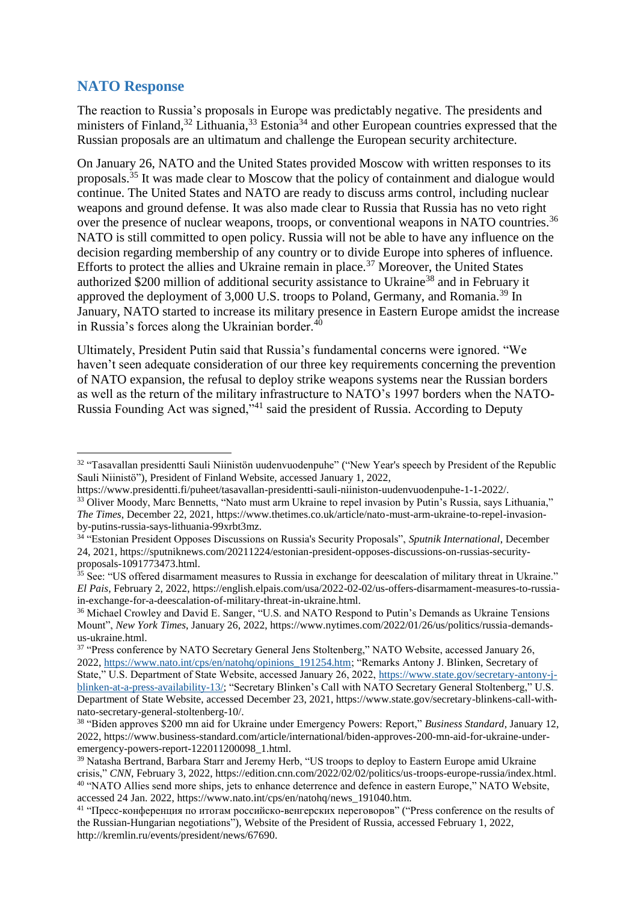## NATO Response

The reaction to Russia's proposals in Europe was predictably negative. The presidents and ministers of Finland,[32] Lithuania,[33] Estonia[34] and other European countries expressed that the Russian proposals are an ultimatum and challenge the European security architecture.

On January 26, NATO and the United States provided Moscow with written responses to its proposals.[35] It was made clear to Moscow that the policy of containment and dialogue would continue. The United States and NATO are ready to discuss arms control, including nuclear weapons and ground defense. It was also made clear to Russia that Russia has no veto right over the presence of nuclear weapons, troops, or conventional weapons in NATO countries.[36] NATO is still committed to open policy. Russia will not be able to have any influence on the decision regarding membership of any country or to divide Europe into spheres of influence. Efforts to protect the allies and Ukraine remain in place.[37] Moreover, the United States authorized $200 million of additional security assistance to Ukraine[38] and in February it approved the deployment of 3,000 U.S. troops to Poland, Germany, and Romania.[39] In January, NATO started to increase its military presence in Eastern Europe amidst the increase in Russia's forces along the Ukrainian border.[40]

Ultimately, President Putin said that Russia's fundamental concerns were ignored. "We haven't seen adequate consideration of our three key requirements concerning the prevention of NATO expansion, the refusal to deploy strike weapons systems near the Russian borders as well as the return of the military infrastructure to NATO's 1997 borders when the NATO-Russia Founding Act was signed,"[41] said the president of Russia. According to Deputy

---

[32] "Tasavallan presidentti Sauli Niinistön uudenvuodenpuhe" ("New Year's speech by President of the Republic Sauli Niinistö"), President of Finland Website, accessed January 1, 2022, https://www.presidentti.fi/puheet/tasavallan-presidentti-sauli-niiniston-uudenvuodenpuhe-1-1-2022/.

[33] Oliver Moody, Marc Bennetts, "Nato must arm Ukraine to repel invasion by Putin's Russia, says Lithuania," *The Times*, December 22, 2021, https://www.thetimes.co.uk/article/nato-must-arm-ukraine-to-repel-invasion-by-putins-russia-says-lithuania-99xrbt3mz.

[34] "Estonian President Opposes Discussions on Russia's Security Proposals", *Sputnik International*, December 24, 2021, https://sputniknews.com/20211224/estonian-president-opposes-discussions-on-russias-security-proposals-1091773473.html.

[35] See: "US offered disarmament measures to Russia in exchange for deescalation of military threat in Ukraine." *El Pais*, February 2, 2022, https://english.elpais.com/usa/2022-02-02/us-offers-disarmament-measures-to-russia-in-exchange-for-a-deescalation-of-military-threat-in-ukraine.html.

[36] Michael Crowley and David E. Sanger, "U.S. and NATO Respond to Putin's Demands as Ukraine Tensions Mount", *New York Times*, January 26, 2022, https://www.nytimes.com/2022/01/26/us/politics/russia-demands-us-ukraine.html.

[37] "Press conference by NATO Secretary General Jens Stoltenberg," NATO Website, accessed January 26, 2022, https://www.nato.int/cps/en/natohq/opinions_191254.htm; "Remarks Antony J. Blinken, Secretary of State," U.S. Department of State Website, accessed January 26, 2022, https://www.state.gov/secretary-antony-j-blinken-at-a-press-availability-13/; "Secretary Blinken's Call with NATO Secretary General Stoltenberg," U.S. Department of State Website, accessed December 23, 2021, https://www.state.gov/secretary-blinkens-call-with-nato-secretary-general-stoltenberg-10/.

[38] "Biden approves $200 mn aid for Ukraine under Emergency Powers: Report," *Business Standard*, January 12, 2022, https://www.business-standard.com/article/international/biden-approves-200-mn-aid-for-ukraine-under-emergency-powers-report-122011200098_1.html.

[39] Natasha Bertrand, Barbara Starr and Jeremy Herb, "US troops to deploy to Eastern Europe amid Ukraine crisis," *CNN*, February 3, 2022, https://edition.cnn.com/2022/02/02/politics/us-troops-europe-russia/index.html.

[40] "NATO Allies send more ships, jets to enhance deterrence and defence in eastern Europe," NATO Website, accessed 24 Jan. 2022, https://www.nato.int/cps/en/natohq/news_191040.htm.

[41] "Пресс-конференция по итогам российско-венгерских переговоров" ("Press conference on the results of the Russian-Hungarian negotiations"), Website of the President of Russia, accessed February 1, 2022, http://kremlin.ru/events/president/news/67690.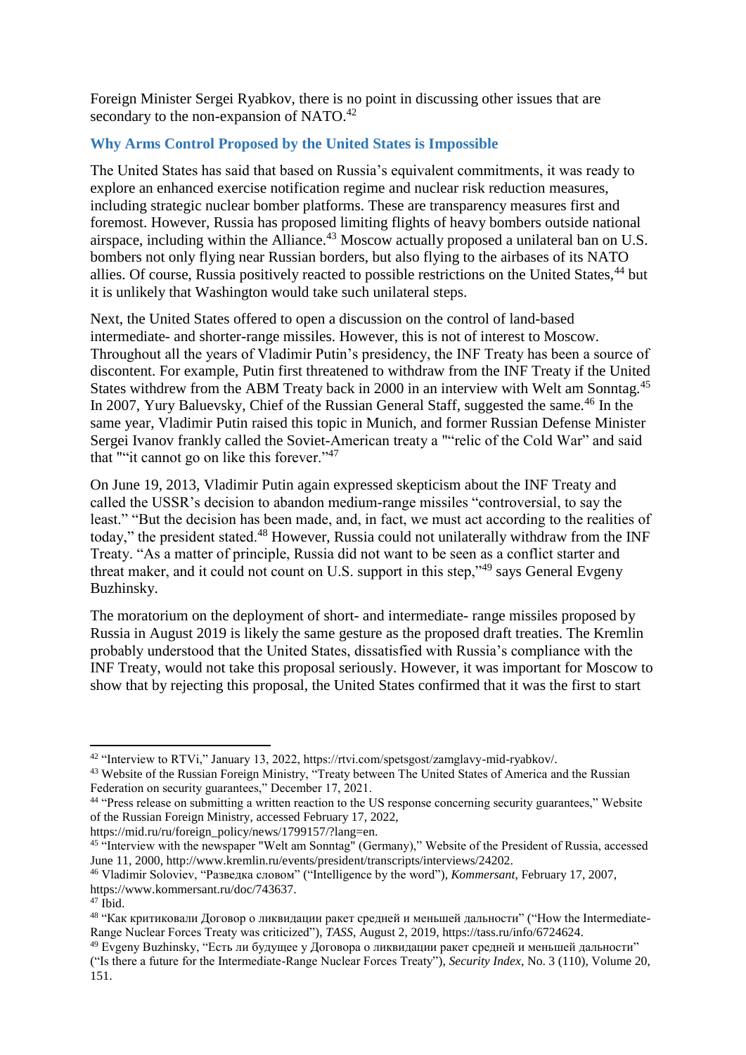Foreign Minister Sergei Ryabkov, there is no point in discussing other issues that are secondary to the non-expansion of NATO.[42]

## Why Arms Control Proposed by the United States is Impossible

The United States has said that based on Russia's equivalent commitments, it was ready to explore an enhanced exercise notification regime and nuclear risk reduction measures, including strategic nuclear bomber platforms. These are transparency measures first and foremost. However, Russia has proposed limiting flights of heavy bombers outside national airspace, including within the Alliance.[43] Moscow actually proposed a unilateral ban on U.S. bombers not only flying near Russian borders, but also flying to the airbases of its NATO allies. Of course, Russia positively reacted to possible restrictions on the United States,[44] but it is unlikely that Washington would take such unilateral steps.

Next, the United States offered to open a discussion on the control of land-based intermediate- and shorter-range missiles. However, this is not of interest to Moscow. Throughout all the years of Vladimir Putin's presidency, the INF Treaty has been a source of discontent. For example, Putin first threatened to withdraw from the INF Treaty if the United States withdrew from the ABM Treaty back in 2000 in an interview with Welt am Sonntag.[45] In 2007, Yury Baluevsky, Chief of the Russian General Staff, suggested the same.[46] In the same year, Vladimir Putin raised this topic in Munich, and former Russian Defense Minister Sergei Ivanov frankly called the Soviet-American treaty a ""relic of the Cold War" and said that ""it cannot go on like this forever."[47]

On June 19, 2013, Vladimir Putin again expressed skepticism about the INF Treaty and called the USSR's decision to abandon medium-range missiles "controversial, to say the least." "But the decision has been made, and, in fact, we must act according to the realities of today," the president stated.[48] However, Russia could not unilaterally withdraw from the INF Treaty. "As a matter of principle, Russia did not want to be seen as a conflict starter and threat maker, and it could not count on U.S. support in this step,"[49] says General Evgeny Buzhinsky.

The moratorium on the deployment of short- and intermediate- range missiles proposed by Russia in August 2019 is likely the same gesture as the proposed draft treaties. The Kremlin probably understood that the United States, dissatisfied with Russia's compliance with the INF Treaty, would not take this proposal seriously. However, it was important for Moscow to show that by rejecting this proposal, the United States confirmed that it was the first to start

---

[42] "Interview to RTVi," January 13, 2022, https://rtvi.com/spetsgost/zamglavy-mid-ryabkov/.

[43] Website of the Russian Foreign Ministry, "Treaty between The United States of America and the Russian Federation on security guarantees," December 17, 2021.

[44] "Press release on submitting a written reaction to the US response concerning security guarantees," Website of the Russian Foreign Ministry, accessed February 17, 2022, https://mid.ru/ru/foreign_policy/news/1799157/?lang=en.

[45] "Interview with the newspaper "Welt am Sonntag" (Germany)," Website of the President of Russia, accessed June 11, 2000, http://www.kremlin.ru/events/president/transcripts/interviews/24202.

[46] Vladimir Soloviev, "Разведка словом" ("Intelligence by the word"), *Kommersant*, February 17, 2007, https://www.kommersant.ru/doc/743637.

[47] Ibid.

[48] "Как критиковали Договор о ликвидации ракет средней и меньшей дальности" ("How the Intermediate-Range Nuclear Forces Treaty was criticized"), *TASS*, August 2, 2019, https://tass.ru/info/6724624.

[49] Evgeny Buzhinsky, "Есть ли будущее у Договора о ликвидации ракет средней и меньшей дальности" ("Is there a future for the Intermediate-Range Nuclear Forces Treaty"), *Security Index*, No. 3 (110), Volume 20, 151.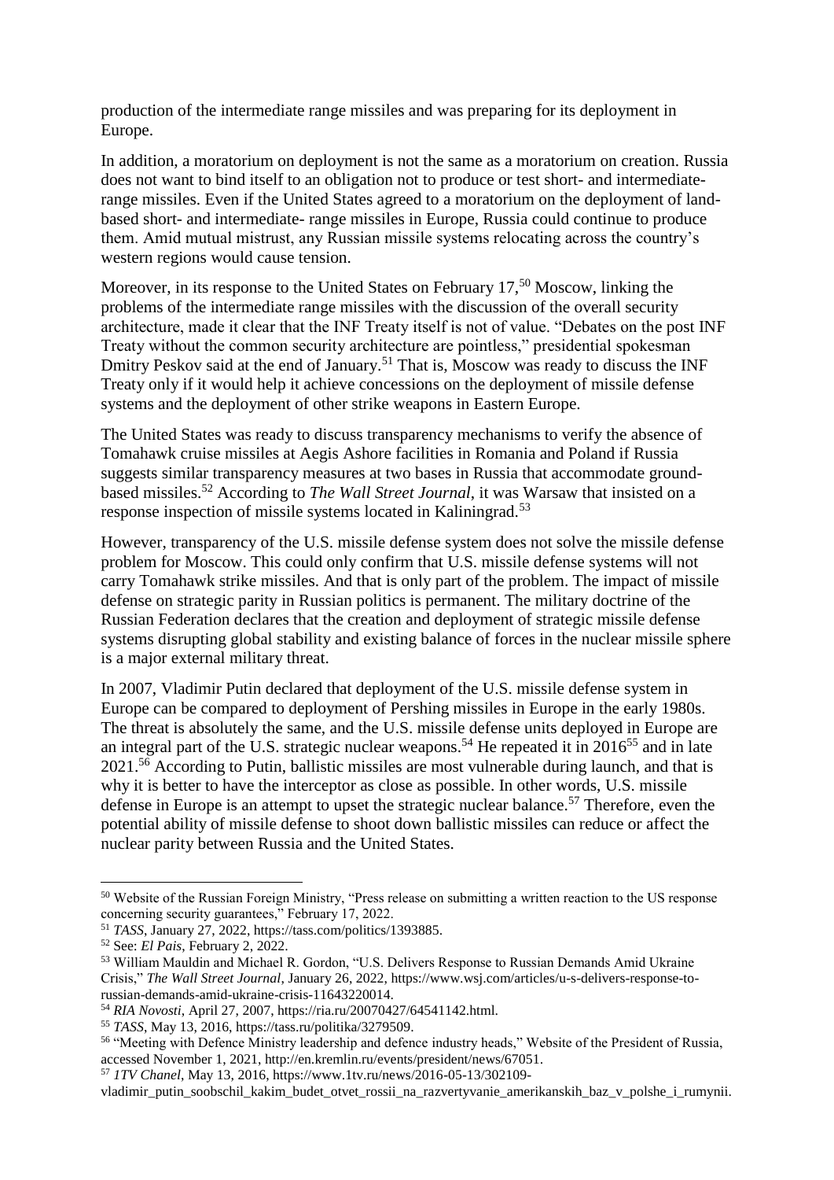production of the intermediate range missiles and was preparing for its deployment in Europe.

In addition, a moratorium on deployment is not the same as a moratorium on creation. Russia does not want to bind itself to an obligation not to produce or test short- and intermediate-range missiles. Even if the United States agreed to a moratorium on the deployment of land-based short- and intermediate- range missiles in Europe, Russia could continue to produce them. Amid mutual mistrust, any Russian missile systems relocating across the country's western regions would cause tension.

Moreover, in its response to the United States on February 17,[50] Moscow, linking the problems of the intermediate range missiles with the discussion of the overall security architecture, made it clear that the INF Treaty itself is not of value. "Debates on the post INF Treaty without the common security architecture are pointless," presidential spokesman Dmitry Peskov said at the end of January.[51] That is, Moscow was ready to discuss the INF Treaty only if it would help it achieve concessions on the deployment of missile defense systems and the deployment of other strike weapons in Eastern Europe.

The United States was ready to discuss transparency mechanisms to verify the absence of Tomahawk cruise missiles at Aegis Ashore facilities in Romania and Poland if Russia suggests similar transparency measures at two bases in Russia that accommodate ground-based missiles.[52] According to *The Wall Street Journal*, it was Warsaw that insisted on a response inspection of missile systems located in Kaliningrad.[53]

However, transparency of the U.S. missile defense system does not solve the missile defense problem for Moscow. This could only confirm that U.S. missile defense systems will not carry Tomahawk strike missiles. And that is only part of the problem. The impact of missile defense on strategic parity in Russian politics is permanent. The military doctrine of the Russian Federation declares that the creation and deployment of strategic missile defense systems disrupting global stability and existing balance of forces in the nuclear missile sphere is a major external military threat.

In 2007, Vladimir Putin declared that deployment of the U.S. missile defense system in Europe can be compared to deployment of Pershing missiles in Europe in the early 1980s. The threat is absolutely the same, and the U.S. missile defense units deployed in Europe are an integral part of the U.S. strategic nuclear weapons.[54] He repeated it in 2016[55] and in late 2021.[56] According to Putin, ballistic missiles are most vulnerable during launch, and that is why it is better to have the interceptor as close as possible. In other words, U.S. missile defense in Europe is an attempt to upset the strategic nuclear balance.[57] Therefore, even the potential ability of missile defense to shoot down ballistic missiles can reduce or affect the nuclear parity between Russia and the United States.

---

[50] Website of the Russian Foreign Ministry, "Press release on submitting a written reaction to the US response concerning security guarantees," February 17, 2022.

[51] *TASS*, January 27, 2022, https://tass.com/politics/1393885.

[52] See: *El Pais*, February 2, 2022.

[53] William Mauldin and Michael R. Gordon, "U.S. Delivers Response to Russian Demands Amid Ukraine Crisis," *The Wall Street Journal*, January 26, 2022, https://www.wsj.com/articles/u-s-delivers-response-to-russian-demands-amid-ukraine-crisis-11643220014.

[54] *RIA Novosti*, April 27, 2007, https://ria.ru/20070427/64541142.html.

[55] *TASS*, May 13, 2016, https://tass.ru/politika/3279509.

[56] "Meeting with Defence Ministry leadership and defence industry heads," Website of the President of Russia, accessed November 1, 2021, http://en.kremlin.ru/events/president/news/67051.

[57] *1TV Chanel*, May 13, 2016, https://www.1tv.ru/news/2016-05-13/302109-vladimir_putin_soobschil_kakim_budet_otvet_rossii_na_razvertyvanie_amerikanskih_baz_v_polshe_i_rumynii.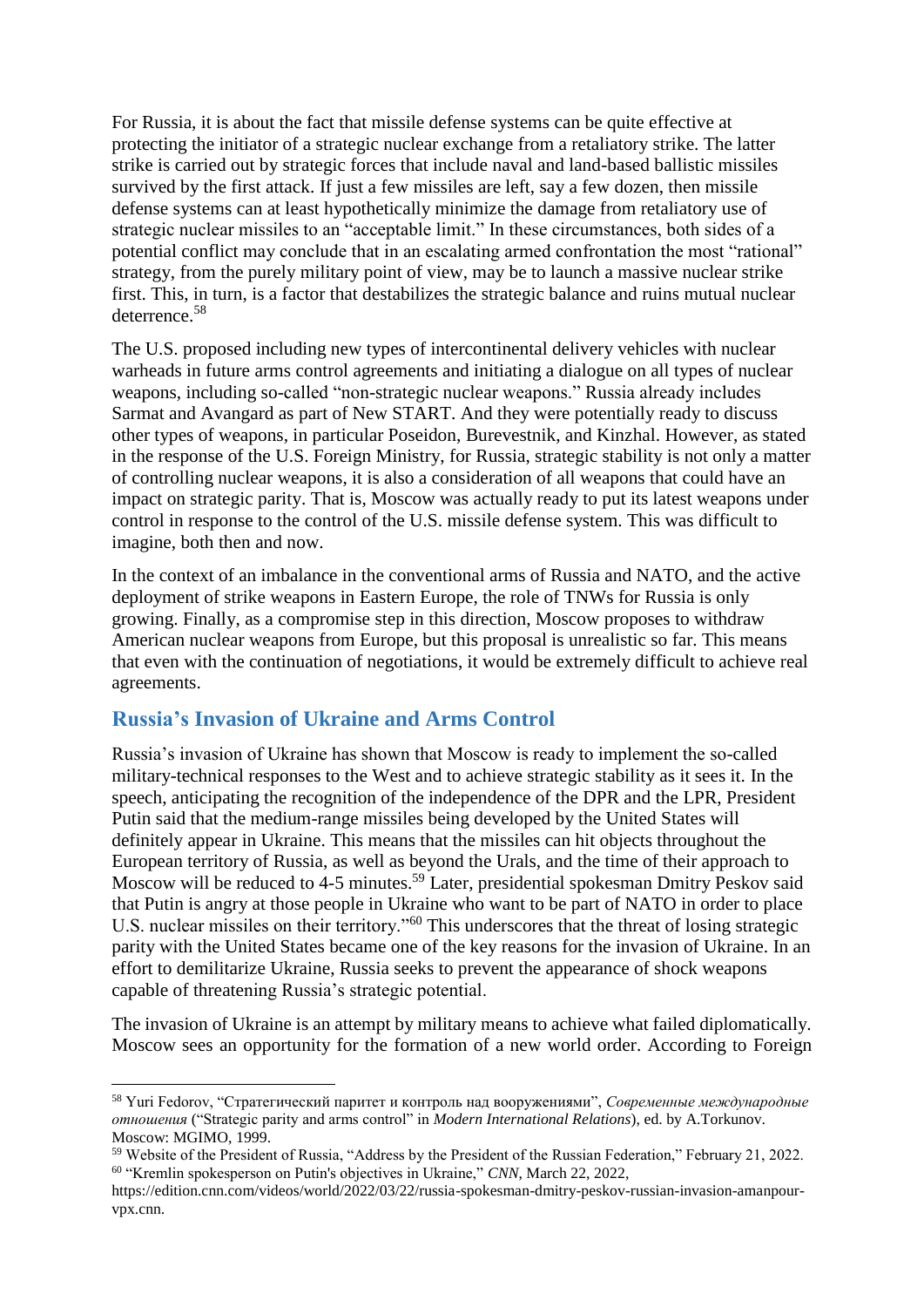For Russia, it is about the fact that missile defense systems can be quite effective at protecting the initiator of a strategic nuclear exchange from a retaliatory strike. The latter strike is carried out by strategic forces that include naval and land-based ballistic missiles survived by the first attack. If just a few missiles are left, say a few dozen, then missile defense systems can at least hypothetically minimize the damage from retaliatory use of strategic nuclear missiles to an "acceptable limit." In these circumstances, both sides of a potential conflict may conclude that in an escalating armed confrontation the most "rational" strategy, from the purely military point of view, may be to launch a massive nuclear strike first. This, in turn, is a factor that destabilizes the strategic balance and ruins mutual nuclear deterrence.[58]

The U.S. proposed including new types of intercontinental delivery vehicles with nuclear warheads in future arms control agreements and initiating a dialogue on all types of nuclear weapons, including so-called "non-strategic nuclear weapons." Russia already includes Sarmat and Avangard as part of New START. And they were potentially ready to discuss other types of weapons, in particular Poseidon, Burevestnik, and Kinzhal. However, as stated in the response of the U.S. Foreign Ministry, for Russia, strategic stability is not only a matter of controlling nuclear weapons, it is also a consideration of all weapons that could have an impact on strategic parity. That is, Moscow was actually ready to put its latest weapons under control in response to the control of the U.S. missile defense system. This was difficult to imagine, both then and now.

In the context of an imbalance in the conventional arms of Russia and NATO, and the active deployment of strike weapons in Eastern Europe, the role of TNWs for Russia is only growing. Finally, as a compromise step in this direction, Moscow proposes to withdraw American nuclear weapons from Europe, but this proposal is unrealistic so far. This means that even with the continuation of negotiations, it would be extremely difficult to achieve real agreements.

## Russia's Invasion of Ukraine and Arms Control

Russia's invasion of Ukraine has shown that Moscow is ready to implement the so-called military-technical responses to the West and to achieve strategic stability as it sees it. In the speech, anticipating the recognition of the independence of the DPR and the LPR, President Putin said that the medium-range missiles being developed by the United States will definitely appear in Ukraine. This means that the missiles can hit objects throughout the European territory of Russia, as well as beyond the Urals, and the time of their approach to Moscow will be reduced to 4-5 minutes.[59] Later, presidential spokesman Dmitry Peskov said that Putin is angry at those people in Ukraine who want to be part of NATO in order to place U.S. nuclear missiles on their territory."[60] This underscores that the threat of losing strategic parity with the United States became one of the key reasons for the invasion of Ukraine. In an effort to demilitarize Ukraine, Russia seeks to prevent the appearance of shock weapons capable of threatening Russia's strategic potential.

The invasion of Ukraine is an attempt by military means to achieve what failed diplomatically. Moscow sees an opportunity for the formation of a new world order. According to Foreign

---

[58] Yuri Fedorov, "Стратегический паритет и контроль над вооружениями", *Современные международные отношения* ("Strategic parity and arms control" in *Modern International Relations*), ed. by A.Torkunov. Moscow: MGIMO, 1999.

[59] Website of the President of Russia, "Address by the President of the Russian Federation," February 21, 2022.

[60] "Kremlin spokesperson on Putin's objectives in Ukraine," *CNN*, March 22, 2022, https://edition.cnn.com/videos/world/2022/03/22/russia-spokesman-dmitry-peskov-russian-invasion-amanpour-vpx.cnn.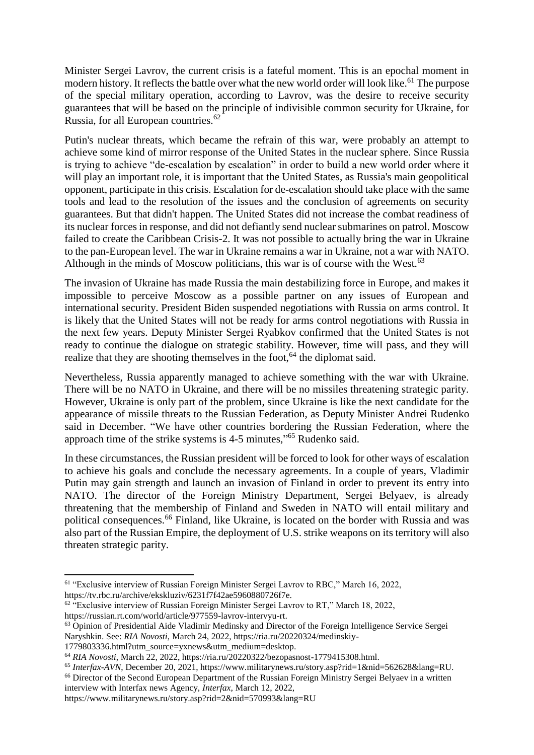Minister Sergei Lavrov, the current crisis is a fateful moment. This is an epochal moment in modern history. It reflects the battle over what the new world order will look like.[61] The purpose of the special military operation, according to Lavrov, was the desire to receive security guarantees that will be based on the principle of indivisible common security for Ukraine, for Russia, for all European countries.[62]

Putin's nuclear threats, which became the refrain of this war, were probably an attempt to achieve some kind of mirror response of the United States in the nuclear sphere. Since Russia is trying to achieve "de-escalation by escalation" in order to build a new world order where it will play an important role, it is important that the United States, as Russia's main geopolitical opponent, participate in this crisis. Escalation for de-escalation should take place with the same tools and lead to the resolution of the issues and the conclusion of agreements on security guarantees. But that didn't happen. The United States did not increase the combat readiness of its nuclear forces in response, and did not defiantly send nuclear submarines on patrol. Moscow failed to create the Caribbean Crisis-2. It was not possible to actually bring the war in Ukraine to the pan-European level. The war in Ukraine remains a war in Ukraine, not a war with NATO. Although in the minds of Moscow politicians, this war is of course with the West.[63]

The invasion of Ukraine has made Russia the main destabilizing force in Europe, and makes it impossible to perceive Moscow as a possible partner on any issues of European and international security. President Biden suspended negotiations with Russia on arms control. It is likely that the United States will not be ready for arms control negotiations with Russia in the next few years. Deputy Minister Sergei Ryabkov confirmed that the United States is not ready to continue the dialogue on strategic stability. However, time will pass, and they will realize that they are shooting themselves in the foot,[64] the diplomat said.

Nevertheless, Russia apparently managed to achieve something with the war with Ukraine. There will be no NATO in Ukraine, and there will be no missiles threatening strategic parity. However, Ukraine is only part of the problem, since Ukraine is like the next candidate for the appearance of missile threats to the Russian Federation, as Deputy Minister Andrei Rudenko said in December. "We have other countries bordering the Russian Federation, where the approach time of the strike systems is 4-5 minutes,"[65] Rudenko said.

In these circumstances, the Russian president will be forced to look for other ways of escalation to achieve his goals and conclude the necessary agreements. In a couple of years, Vladimir Putin may gain strength and launch an invasion of Finland in order to prevent its entry into NATO. The director of the Foreign Ministry Department, Sergei Belyaev, is already threatening that the membership of Finland and Sweden in NATO will entail military and political consequences.[66] Finland, like Ukraine, is located on the border with Russia and was also part of the Russian Empire, the deployment of U.S. strike weapons on its territory will also threaten strategic parity.

---

[61] "Exclusive interview of Russian Foreign Minister Sergei Lavrov to RBC," March 16, 2022, https://tv.rbc.ru/archive/ekskluziv/6231f7f42ae5960880726f7e.

[62] "Exclusive interview of Russian Foreign Minister Sergei Lavrov to RT," March 18, 2022, https://russian.rt.com/world/article/977559-lavrov-intervyu-rt.

[63] Opinion of Presidential Aide Vladimir Medinsky and Director of the Foreign Intelligence Service Sergei Naryshkin. See: *RIA Novosti*, March 24, 2022, https://ria.ru/20220324/medinskiy-1779803336.html?utm_source=yxnews&utm_medium=desktop.

[64] *RIA Novosti*, March 22, 2022, https://ria.ru/20220322/bezopasnost-1779415308.html.

[65] *Interfax-AVN*, December 20, 2021, https://www.militarynews.ru/story.asp?rid=1&nid=562628&lang=RU.

[66] Director of the Second European Department of the Russian Foreign Ministry Sergei Belyaev in a written interview with Interfax news Agency, *Interfax*, March 12, 2022, https://www.militarynews.ru/story.asp?rid=2&nid=570993&lang=RU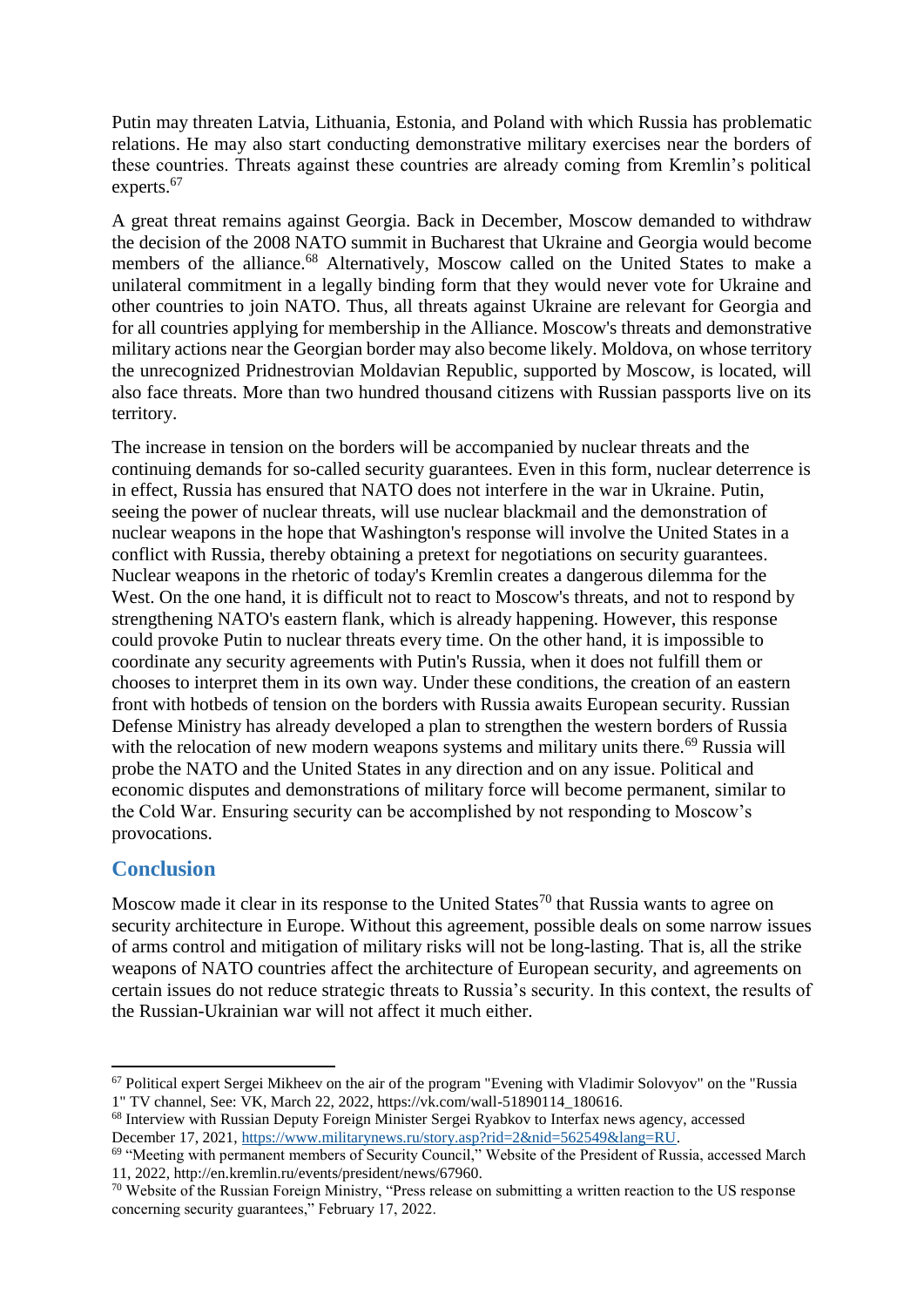Putin may threaten Latvia, Lithuania, Estonia, and Poland with which Russia has problematic relations. He may also start conducting demonstrative military exercises near the borders of these countries. Threats against these countries are already coming from Kremlin's political experts.[67]

A great threat remains against Georgia. Back in December, Moscow demanded to withdraw the decision of the 2008 NATO summit in Bucharest that Ukraine and Georgia would become members of the alliance.[68] Alternatively, Moscow called on the United States to make a unilateral commitment in a legally binding form that they would never vote for Ukraine and other countries to join NATO. Thus, all threats against Ukraine are relevant for Georgia and for all countries applying for membership in the Alliance. Moscow's threats and demonstrative military actions near the Georgian border may also become likely. Moldova, on whose territory the unrecognized Pridnestrovian Moldavian Republic, supported by Moscow, is located, will also face threats. More than two hundred thousand citizens with Russian passports live on its territory.

The increase in tension on the borders will be accompanied by nuclear threats and the continuing demands for so-called security guarantees. Even in this form, nuclear deterrence is in effect, Russia has ensured that NATO does not interfere in the war in Ukraine. Putin, seeing the power of nuclear threats, will use nuclear blackmail and the demonstration of nuclear weapons in the hope that Washington's response will involve the United States in a conflict with Russia, thereby obtaining a pretext for negotiations on security guarantees. Nuclear weapons in the rhetoric of today's Kremlin creates a dangerous dilemma for the West. On the one hand, it is difficult not to react to Moscow's threats, and not to respond by strengthening NATO's eastern flank, which is already happening. However, this response could provoke Putin to nuclear threats every time. On the other hand, it is impossible to coordinate any security agreements with Putin's Russia, when it does not fulfill them or chooses to interpret them in its own way. Under these conditions, the creation of an eastern front with hotbeds of tension on the borders with Russia awaits European security. Russian Defense Ministry has already developed a plan to strengthen the western borders of Russia with the relocation of new modern weapons systems and military units there.[69] Russia will probe the NATO and the United States in any direction and on any issue. Political and economic disputes and demonstrations of military force will become permanent, similar to the Cold War. Ensuring security can be accomplished by not responding to Moscow's provocations.

## Conclusion

Moscow made it clear in its response to the United States[70] that Russia wants to agree on security architecture in Europe. Without this agreement, possible deals on some narrow issues of arms control and mitigation of military risks will not be long-lasting. That is, all the strike weapons of NATO countries affect the architecture of European security, and agreements on certain issues do not reduce strategic threats to Russia's security. In this context, the results of the Russian-Ukrainian war will not affect it much either.

---

[67] Political expert Sergei Mikheev on the air of the program "Evening with Vladimir Solovyov" on the "Russia 1" TV channel, See: VK, March 22, 2022, https://vk.com/wall-51890114_180616.

[68] Interview with Russian Deputy Foreign Minister Sergei Ryabkov to Interfax news agency, accessed December 17, 2021, https://www.militarynews.ru/story.asp?rid=2&nid=562549&lang=RU.

[69] "Meeting with permanent members of Security Council," Website of the President of Russia, accessed March 11, 2022, http://en.kremlin.ru/events/president/news/67960.

[70] Website of the Russian Foreign Ministry, "Press release on submitting a written reaction to the US response concerning security guarantees," February 17, 2022.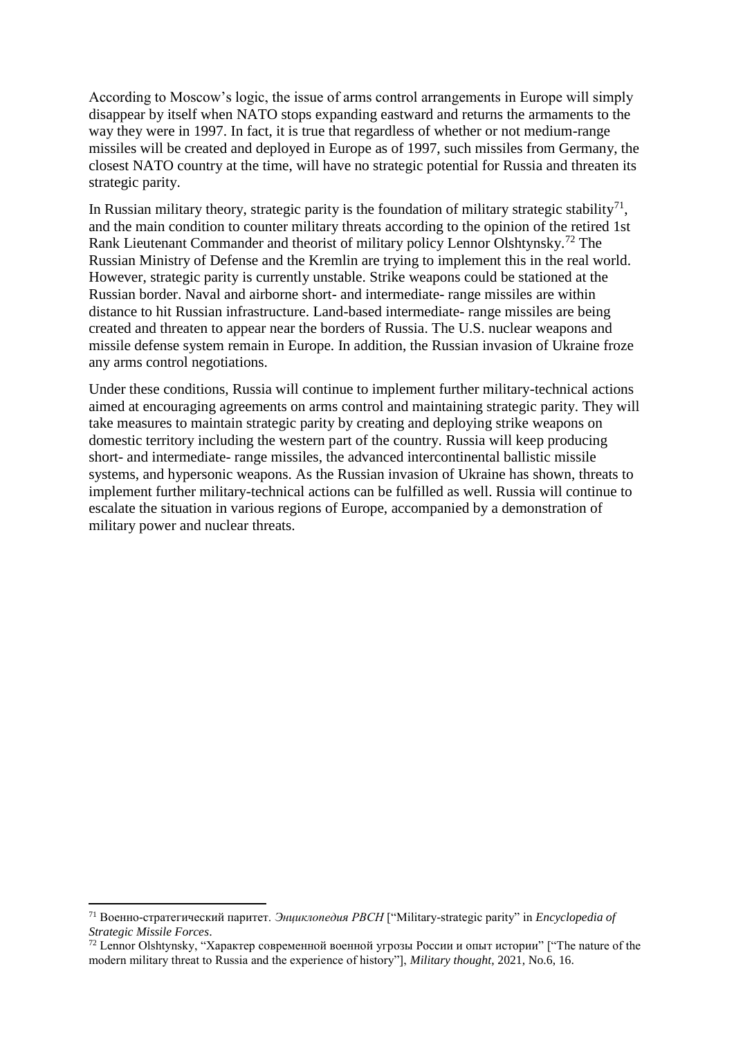According to Moscow's logic, the issue of arms control arrangements in Europe will simply disappear by itself when NATO stops expanding eastward and returns the armaments to the way they were in 1997. In fact, it is true that regardless of whether or not medium-range missiles will be created and deployed in Europe as of 1997, such missiles from Germany, the closest NATO country at the time, will have no strategic potential for Russia and threaten its strategic parity.

In Russian military theory, strategic parity is the foundation of military strategic stability[71], and the main condition to counter military threats according to the opinion of the retired 1st Rank Lieutenant Commander and theorist of military policy Lennor Olshtynsky.[72] The Russian Ministry of Defense and the Kremlin are trying to implement this in the real world. However, strategic parity is currently unstable. Strike weapons could be stationed at the Russian border. Naval and airborne short- and intermediate- range missiles are within distance to hit Russian infrastructure. Land-based intermediate- range missiles are being created and threaten to appear near the borders of Russia. The U.S. nuclear weapons and missile defense system remain in Europe. In addition, the Russian invasion of Ukraine froze any arms control negotiations.

Under these conditions, Russia will continue to implement further military-technical actions aimed at encouraging agreements on arms control and maintaining strategic parity. They will take measures to maintain strategic parity by creating and deploying strike weapons on domestic territory including the western part of the country. Russia will keep producing short- and intermediate- range missiles, the advanced intercontinental ballistic missile systems, and hypersonic weapons. As the Russian invasion of Ukraine has shown, threats to implement further military-technical actions can be fulfilled as well. Russia will continue to escalate the situation in various regions of Europe, accompanied by a demonstration of military power and nuclear threats.

---

[71] Военно-стратегический паритет. *Энциклопедия РВСН* ["Military-strategic parity" in *Encyclopedia of Strategic Missile Forces*.

[72] Lennor Olshtynsky, "Характер современной военной угрозы России и опыт истории" ["The nature of the modern military threat to Russia and the experience of history"], *Military thought*, 2021, No.6, 16.